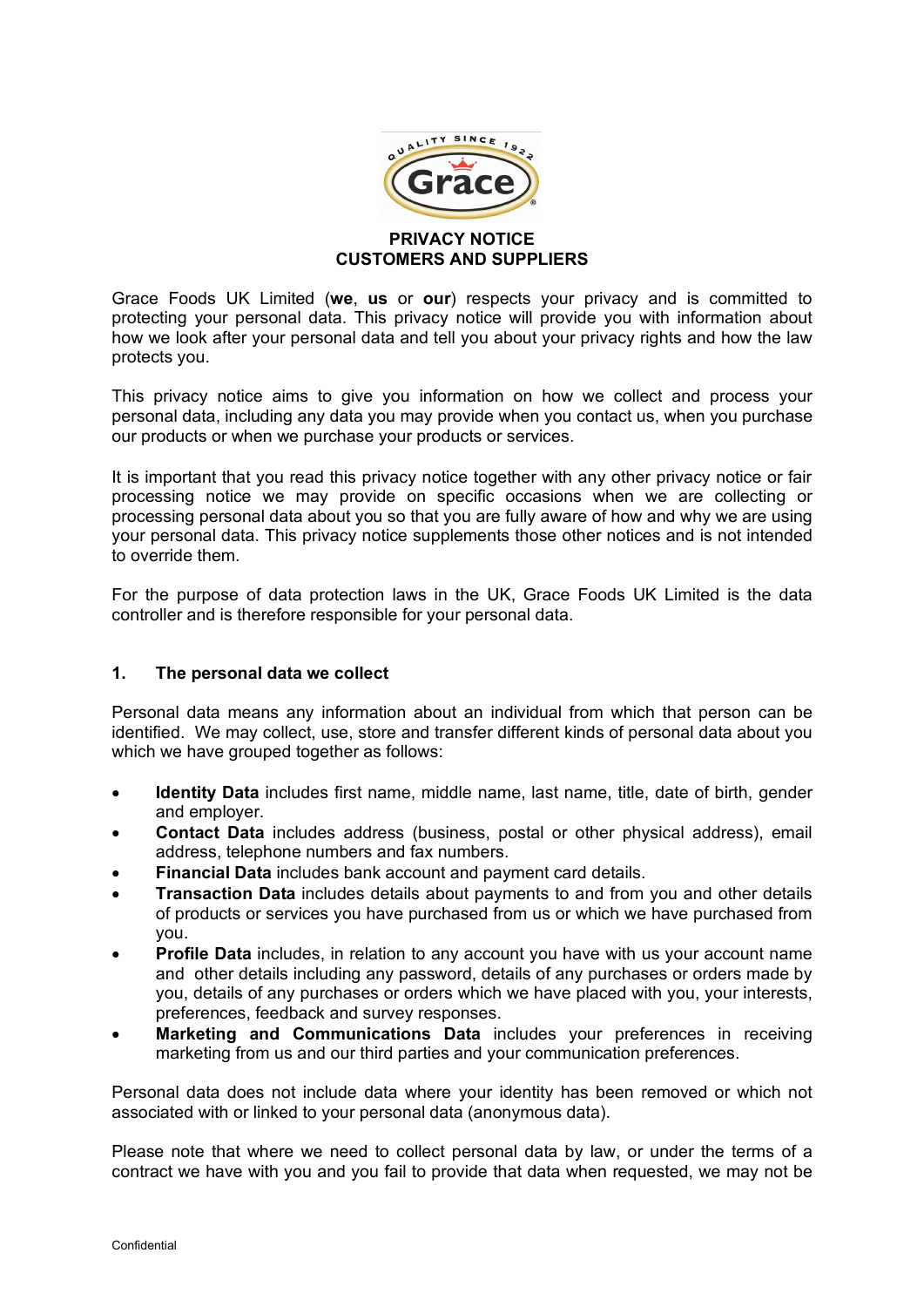# PRIVACY NOTICE
# CUSTOMERS AND SUPPLIERS

Grace Foods UK Limited (**we**, **us** or **our**) respects your privacy and is committed to protecting your personal data. This privacy notice will provide you with information about how we look after your personal data and tell you about your privacy rights and how the law protects you.

This privacy notice aims to give you information on how we collect and process your personal data, including any data you may provide when you contact us, when you purchase our products or when we purchase your products or services.

It is important that you read this privacy notice together with any other privacy notice or fair processing notice we may provide on specific occasions when we are collecting or processing personal data about you so that you are fully aware of how and why we are using your personal data. This privacy notice supplements those other notices and is not intended to override them.

For the purpose of data protection laws in the UK, Grace Foods UK Limited is the data controller and is therefore responsible for your personal data.

## 1. The personal data we collect

Personal data means any information about an individual from which that person can be identified. We may collect, use, store and transfer different kinds of personal data about you which we have grouped together as follows:

- **Identity Data** includes first name, middle name, last name, title, date of birth, gender and employer.
- **Contact Data** includes address (business, postal or other physical address), email address, telephone numbers and fax numbers.
- **Financial Data** includes bank account and payment card details.
- **Transaction Data** includes details about payments to and from you and other details of products or services you have purchased from us or which we have purchased from you.
- **Profile Data** includes, in relation to any account you have with us your account name and other details including any password, details of any purchases or orders made by you, details of any purchases or orders which we have placed with you, your interests, preferences, feedback and survey responses.
- **Marketing and Communications Data** includes your preferences in receiving marketing from us and our third parties and your communication preferences.

Personal data does not include data where your identity has been removed or which not associated with or linked to your personal data (anonymous data).

Please note that where we need to collect personal data by law, or under the terms of a contract we have with you and you fail to provide that data when requested, we may not be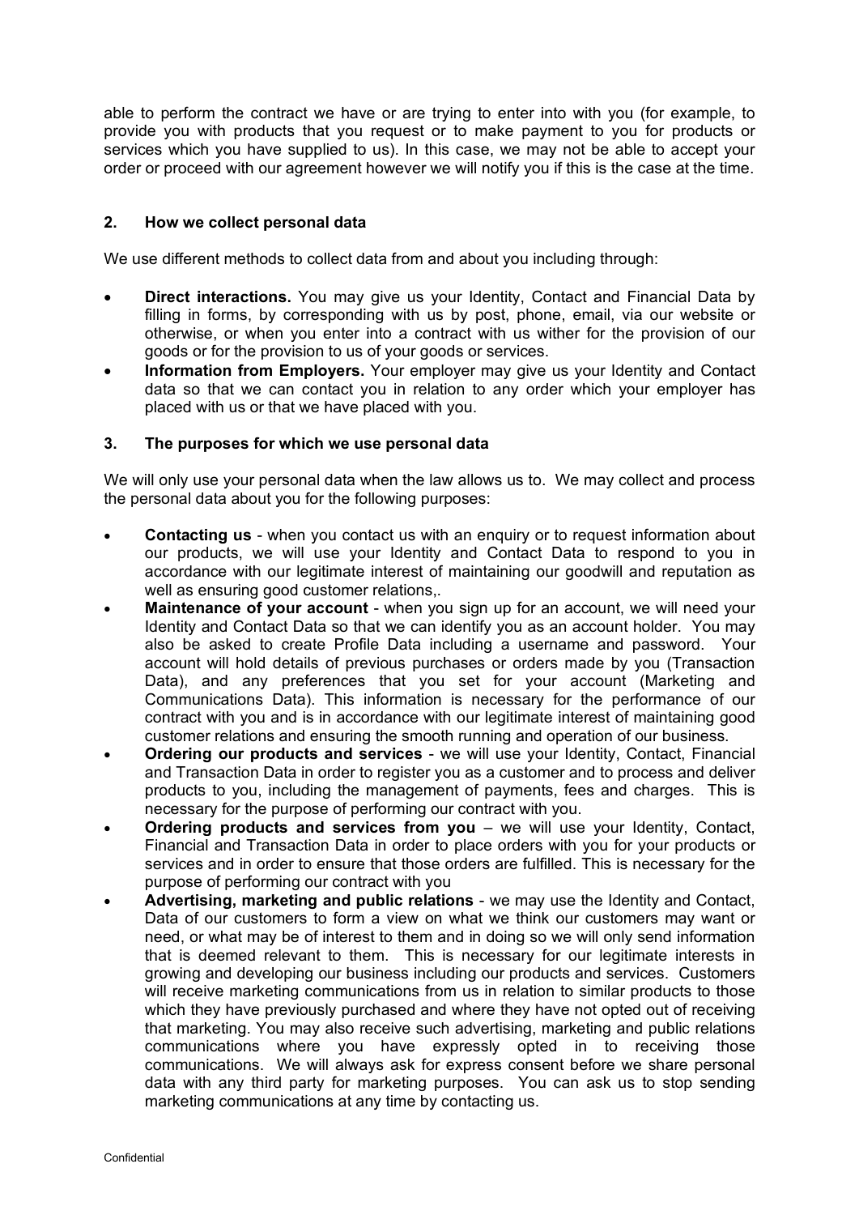able to perform the contract we have or are trying to enter into with you (for example, to provide you with products that you request or to make payment to you for products or services which you have supplied to us). In this case, we may not be able to accept your order or proceed with our agreement however we will notify you if this is the case at the time.

## 2. How we collect personal data

We use different methods to collect data from and about you including through:

- **Direct interactions.** You may give us your Identity, Contact and Financial Data by filling in forms, by corresponding with us by post, phone, email, via our website or otherwise, or when you enter into a contract with us wither for the provision of our goods or for the provision to us of your goods or services.
- **Information from Employers.** Your employer may give us your Identity and Contact data so that we can contact you in relation to any order which your employer has placed with us or that we have placed with you.

## 3. The purposes for which we use personal data

We will only use your personal data when the law allows us to. We may collect and process the personal data about you for the following purposes:

- **Contacting us** - when you contact us with an enquiry or to request information about our products, we will use your Identity and Contact Data to respond to you in accordance with our legitimate interest of maintaining our goodwill and reputation as well as ensuring good customer relations,.
- **Maintenance of your account** - when you sign up for an account, we will need your Identity and Contact Data so that we can identify you as an account holder. You may also be asked to create Profile Data including a username and password. Your account will hold details of previous purchases or orders made by you (Transaction Data), and any preferences that you set for your account (Marketing and Communications Data). This information is necessary for the performance of our contract with you and is in accordance with our legitimate interest of maintaining good customer relations and ensuring the smooth running and operation of our business.
- **Ordering our products and services** - we will use your Identity, Contact, Financial and Transaction Data in order to register you as a customer and to process and deliver products to you, including the management of payments, fees and charges. This is necessary for the purpose of performing our contract with you.
- **Ordering products and services from you** – we will use your Identity, Contact, Financial and Transaction Data in order to place orders with you for your products or services and in order to ensure that those orders are fulfilled. This is necessary for the purpose of performing our contract with you
- **Advertising, marketing and public relations** - we may use the Identity and Contact, Data of our customers to form a view on what we think our customers may want or need, or what may be of interest to them and in doing so we will only send information that is deemed relevant to them. This is necessary for our legitimate interests in growing and developing our business including our products and services. Customers will receive marketing communications from us in relation to similar products to those which they have previously purchased and where they have not opted out of receiving that marketing. You may also receive such advertising, marketing and public relations communications where you have expressly opted in to receiving those communications. We will always ask for express consent before we share personal data with any third party for marketing purposes. You can ask us to stop sending marketing communications at any time by contacting us.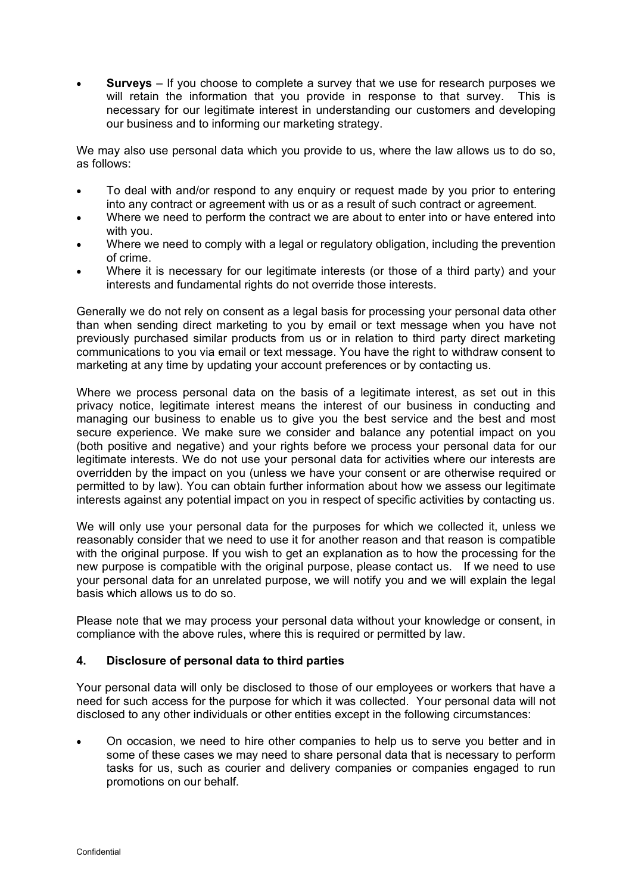- **Surveys** – If you choose to complete a survey that we use for research purposes we will retain the information that you provide in response to that survey. This is necessary for our legitimate interest in understanding our customers and developing our business and to informing our marketing strategy.

We may also use personal data which you provide to us, where the law allows us to do so, as follows:

- To deal with and/or respond to any enquiry or request made by you prior to entering into any contract or agreement with us or as a result of such contract or agreement.
- Where we need to perform the contract we are about to enter into or have entered into with you.
- Where we need to comply with a legal or regulatory obligation, including the prevention of crime.
- Where it is necessary for our legitimate interests (or those of a third party) and your interests and fundamental rights do not override those interests.

Generally we do not rely on consent as a legal basis for processing your personal data other than when sending direct marketing to you by email or text message when you have not previously purchased similar products from us or in relation to third party direct marketing communications to you via email or text message. You have the right to withdraw consent to marketing at any time by updating your account preferences or by contacting us.

Where we process personal data on the basis of a legitimate interest, as set out in this privacy notice, legitimate interest means the interest of our business in conducting and managing our business to enable us to give you the best service and the best and most secure experience. We make sure we consider and balance any potential impact on you (both positive and negative) and your rights before we process your personal data for our legitimate interests. We do not use your personal data for activities where our interests are overridden by the impact on you (unless we have your consent or are otherwise required or permitted to by law). You can obtain further information about how we assess our legitimate interests against any potential impact on you in respect of specific activities by contacting us.

We will only use your personal data for the purposes for which we collected it, unless we reasonably consider that we need to use it for another reason and that reason is compatible with the original purpose. If you wish to get an explanation as to how the processing for the new purpose is compatible with the original purpose, please contact us. If we need to use your personal data for an unrelated purpose, we will notify you and we will explain the legal basis which allows us to do so.

Please note that we may process your personal data without your knowledge or consent, in compliance with the above rules, where this is required or permitted by law.

## 4. Disclosure of personal data to third parties

Your personal data will only be disclosed to those of our employees or workers that have a need for such access for the purpose for which it was collected. Your personal data will not disclosed to any other individuals or other entities except in the following circumstances:

- On occasion, we need to hire other companies to help us to serve you better and in some of these cases we may need to share personal data that is necessary to perform tasks for us, such as courier and delivery companies or companies engaged to run promotions on our behalf.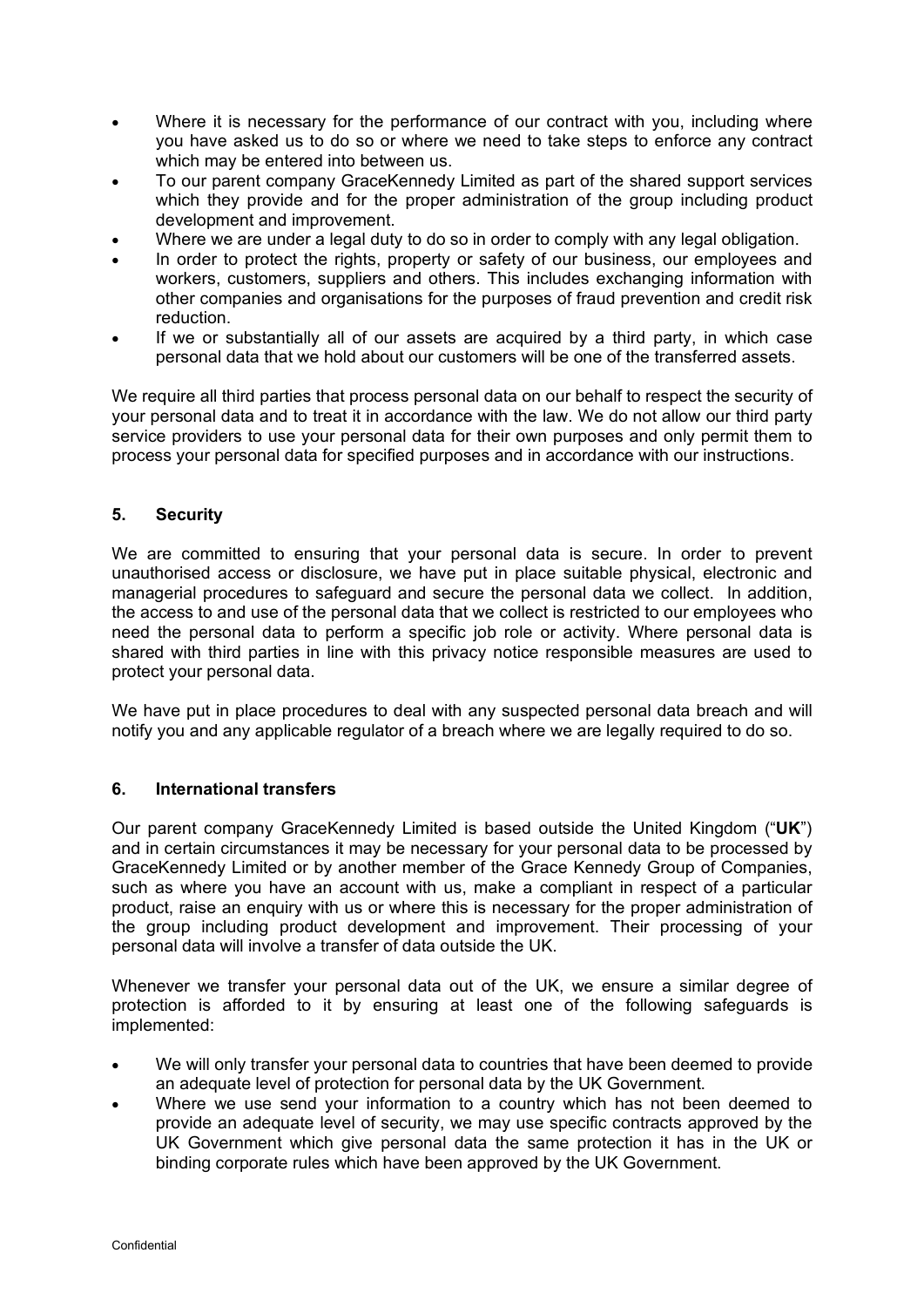- Where it is necessary for the performance of our contract with you, including where you have asked us to do so or where we need to take steps to enforce any contract which may be entered into between us.
- To our parent company GraceKennedy Limited as part of the shared support services which they provide and for the proper administration of the group including product development and improvement.
- Where we are under a legal duty to do so in order to comply with any legal obligation.
- In order to protect the rights, property or safety of our business, our employees and workers, customers, suppliers and others. This includes exchanging information with other companies and organisations for the purposes of fraud prevention and credit risk reduction.
- If we or substantially all of our assets are acquired by a third party, in which case personal data that we hold about our customers will be one of the transferred assets.

We require all third parties that process personal data on our behalf to respect the security of your personal data and to treat it in accordance with the law. We do not allow our third party service providers to use your personal data for their own purposes and only permit them to process your personal data for specified purposes and in accordance with our instructions.

## 5. Security

We are committed to ensuring that your personal data is secure. In order to prevent unauthorised access or disclosure, we have put in place suitable physical, electronic and managerial procedures to safeguard and secure the personal data we collect. In addition, the access to and use of the personal data that we collect is restricted to our employees who need the personal data to perform a specific job role or activity. Where personal data is shared with third parties in line with this privacy notice responsible measures are used to protect your personal data.

We have put in place procedures to deal with any suspected personal data breach and will notify you and any applicable regulator of a breach where we are legally required to do so.

## 6. International transfers

Our parent company GraceKennedy Limited is based outside the United Kingdom ("**UK**") and in certain circumstances it may be necessary for your personal data to be processed by GraceKennedy Limited or by another member of the Grace Kennedy Group of Companies, such as where you have an account with us, make a compliant in respect of a particular product, raise an enquiry with us or where this is necessary for the proper administration of the group including product development and improvement. Their processing of your personal data will involve a transfer of data outside the UK.

Whenever we transfer your personal data out of the UK, we ensure a similar degree of protection is afforded to it by ensuring at least one of the following safeguards is implemented:

- We will only transfer your personal data to countries that have been deemed to provide an adequate level of protection for personal data by the UK Government.
- Where we use send your information to a country which has not been deemed to provide an adequate level of security, we may use specific contracts approved by the UK Government which give personal data the same protection it has in the UK or binding corporate rules which have been approved by the UK Government.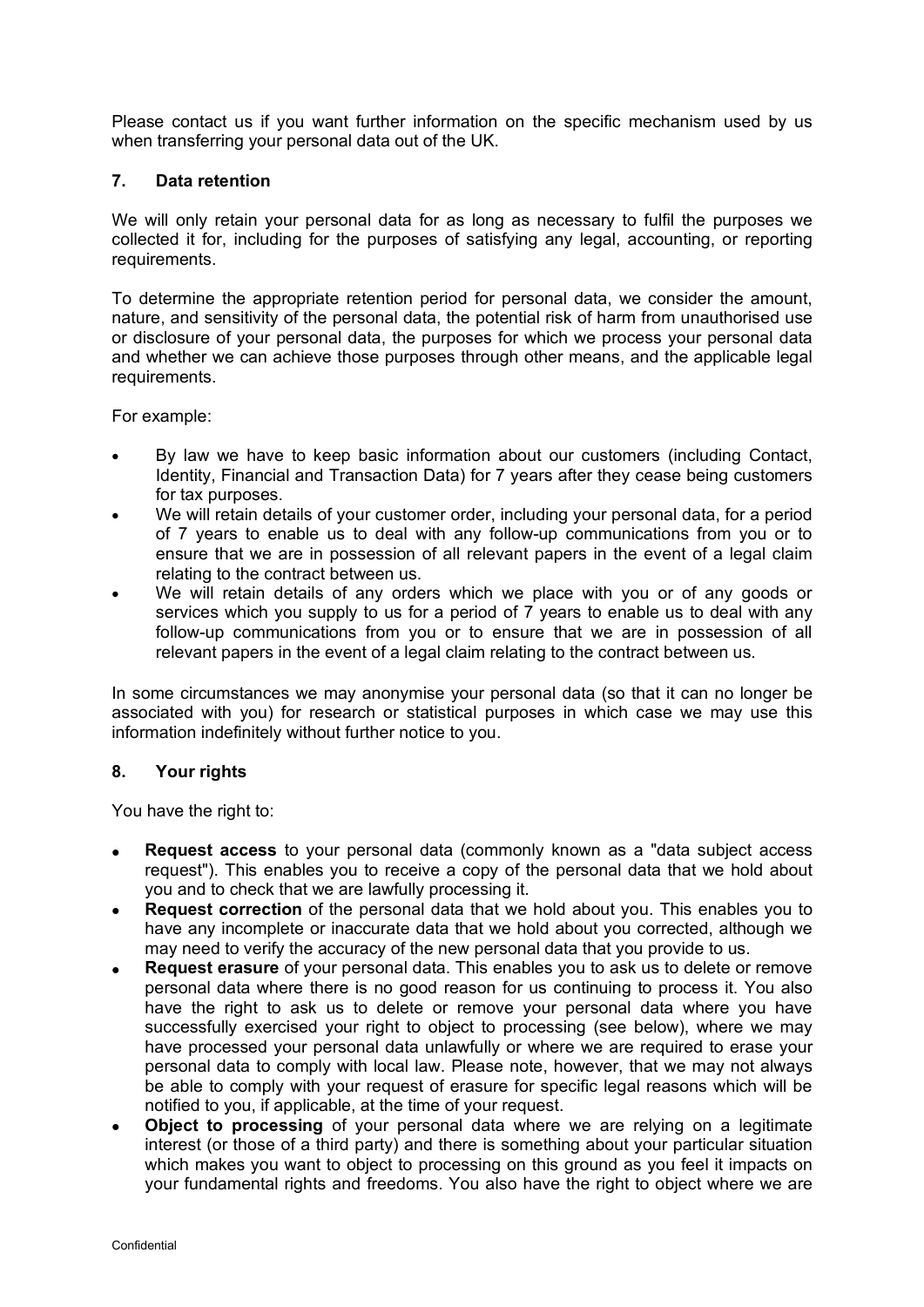Please contact us if you want further information on the specific mechanism used by us when transferring your personal data out of the UK.

## 7. Data retention

We will only retain your personal data for as long as necessary to fulfil the purposes we collected it for, including for the purposes of satisfying any legal, accounting, or reporting requirements.

To determine the appropriate retention period for personal data, we consider the amount, nature, and sensitivity of the personal data, the potential risk of harm from unauthorised use or disclosure of your personal data, the purposes for which we process your personal data and whether we can achieve those purposes through other means, and the applicable legal requirements.

For example:

- By law we have to keep basic information about our customers (including Contact, Identity, Financial and Transaction Data) for 7 years after they cease being customers for tax purposes.
- We will retain details of your customer order, including your personal data, for a period of 7 years to enable us to deal with any follow-up communications from you or to ensure that we are in possession of all relevant papers in the event of a legal claim relating to the contract between us.
- We will retain details of any orders which we place with you or of any goods or services which you supply to us for a period of 7 years to enable us to deal with any follow-up communications from you or to ensure that we are in possession of all relevant papers in the event of a legal claim relating to the contract between us.

In some circumstances we may anonymise your personal data (so that it can no longer be associated with you) for research or statistical purposes in which case we may use this information indefinitely without further notice to you.

## 8. Your rights

You have the right to:

- **Request access** to your personal data (commonly known as a "data subject access request"). This enables you to receive a copy of the personal data that we hold about you and to check that we are lawfully processing it.
- **Request correction** of the personal data that we hold about you. This enables you to have any incomplete or inaccurate data that we hold about you corrected, although we may need to verify the accuracy of the new personal data that you provide to us.
- **Request erasure** of your personal data. This enables you to ask us to delete or remove personal data where there is no good reason for us continuing to process it. You also have the right to ask us to delete or remove your personal data where you have successfully exercised your right to object to processing (see below), where we may have processed your personal data unlawfully or where we are required to erase your personal data to comply with local law. Please note, however, that we may not always be able to comply with your request of erasure for specific legal reasons which will be notified to you, if applicable, at the time of your request.
- **Object to processing** of your personal data where we are relying on a legitimate interest (or those of a third party) and there is something about your particular situation which makes you want to object to processing on this ground as you feel it impacts on your fundamental rights and freedoms. You also have the right to object where we are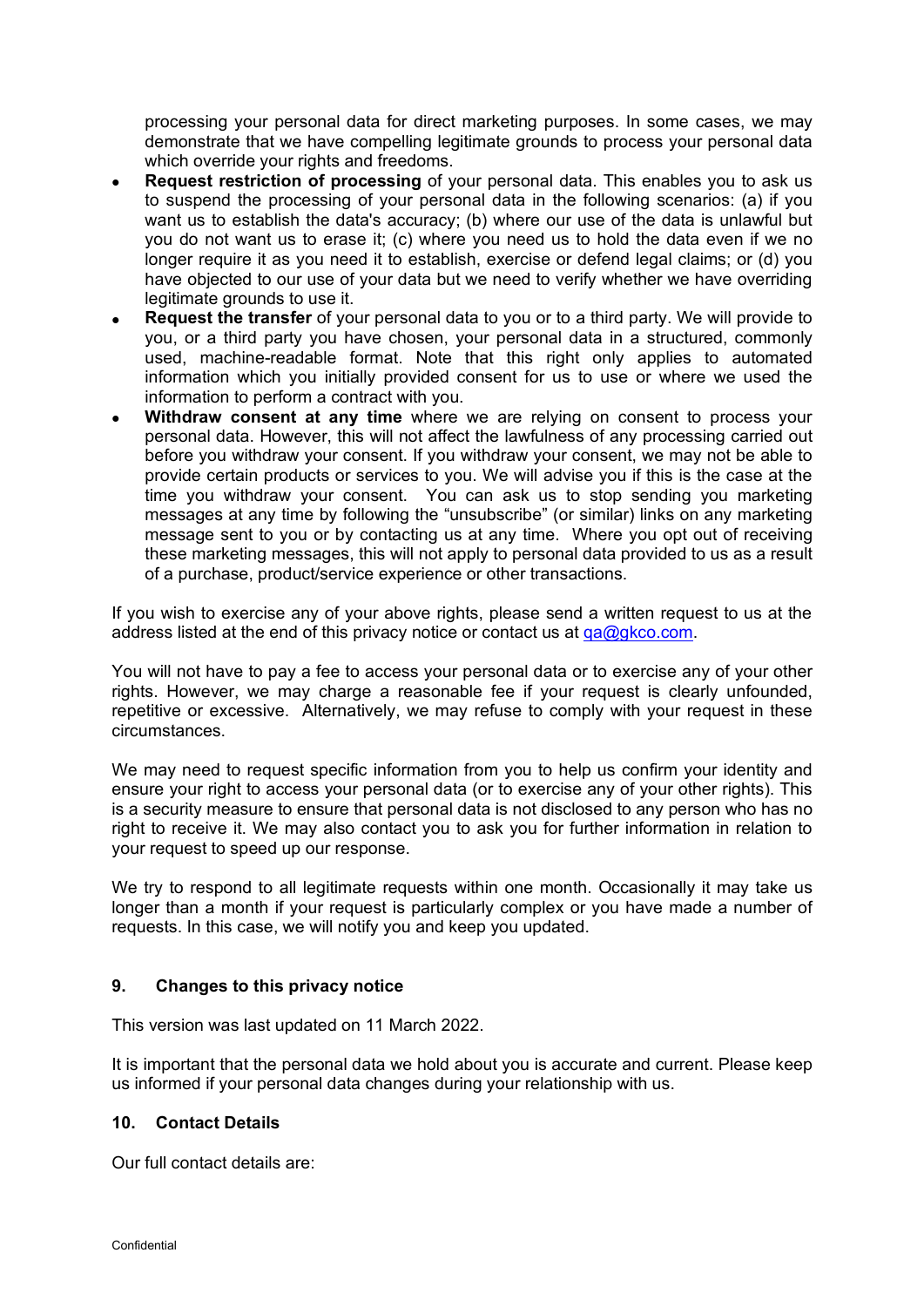processing your personal data for direct marketing purposes. In some cases, we may demonstrate that we have compelling legitimate grounds to process your personal data which override your rights and freedoms.

- **Request restriction of processing** of your personal data. This enables you to ask us to suspend the processing of your personal data in the following scenarios: (a) if you want us to establish the data's accuracy; (b) where our use of the data is unlawful but you do not want us to erase it; (c) where you need us to hold the data even if we no longer require it as you need it to establish, exercise or defend legal claims; or (d) you have objected to our use of your data but we need to verify whether we have overriding legitimate grounds to use it.
- **Request the transfer** of your personal data to you or to a third party. We will provide to you, or a third party you have chosen, your personal data in a structured, commonly used, machine-readable format. Note that this right only applies to automated information which you initially provided consent for us to use or where we used the information to perform a contract with you.
- **Withdraw consent at any time** where we are relying on consent to process your personal data. However, this will not affect the lawfulness of any processing carried out before you withdraw your consent. If you withdraw your consent, we may not be able to provide certain products or services to you. We will advise you if this is the case at the time you withdraw your consent. You can ask us to stop sending you marketing messages at any time by following the "unsubscribe" (or similar) links on any marketing message sent to you or by contacting us at any time. Where you opt out of receiving these marketing messages, this will not apply to personal data provided to us as a result of a purchase, product/service experience or other transactions.

If you wish to exercise any of your above rights, please send a written request to us at the address listed at the end of this privacy notice or contact us at qa@gkco.com.

You will not have to pay a fee to access your personal data or to exercise any of your other rights. However, we may charge a reasonable fee if your request is clearly unfounded, repetitive or excessive. Alternatively, we may refuse to comply with your request in these circumstances.

We may need to request specific information from you to help us confirm your identity and ensure your right to access your personal data (or to exercise any of your other rights). This is a security measure to ensure that personal data is not disclosed to any person who has no right to receive it. We may also contact you to ask you for further information in relation to your request to speed up our response.

We try to respond to all legitimate requests within one month. Occasionally it may take us longer than a month if your request is particularly complex or you have made a number of requests. In this case, we will notify you and keep you updated.

## 9. Changes to this privacy notice

This version was last updated on 11 March 2022.

It is important that the personal data we hold about you is accurate and current. Please keep us informed if your personal data changes during your relationship with us.

## 10. Contact Details

Our full contact details are: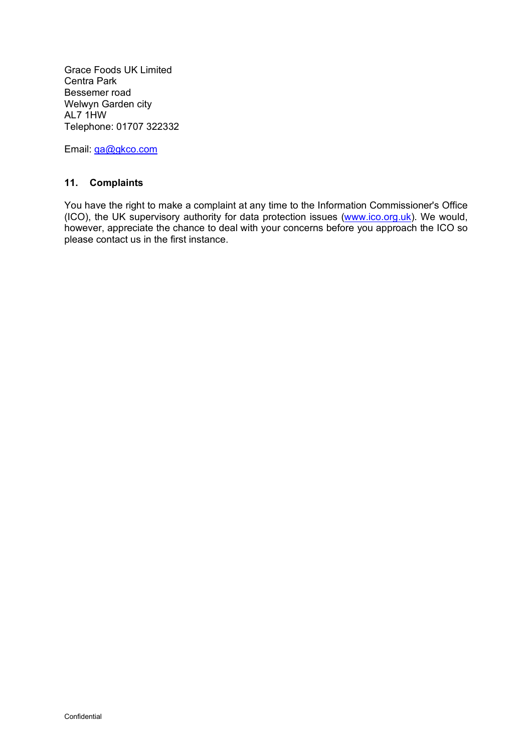Grace Foods UK Limited
Centra Park
Bessemer road
Welwyn Garden city
AL7 1HW
Telephone: 01707 322332

Email: qa@gkco.com

## 11. Complaints

You have the right to make a complaint at any time to the Information Commissioner's Office (ICO), the UK supervisory authority for data protection issues (www.ico.org.uk). We would, however, appreciate the chance to deal with your concerns before you approach the ICO so please contact us in the first instance.